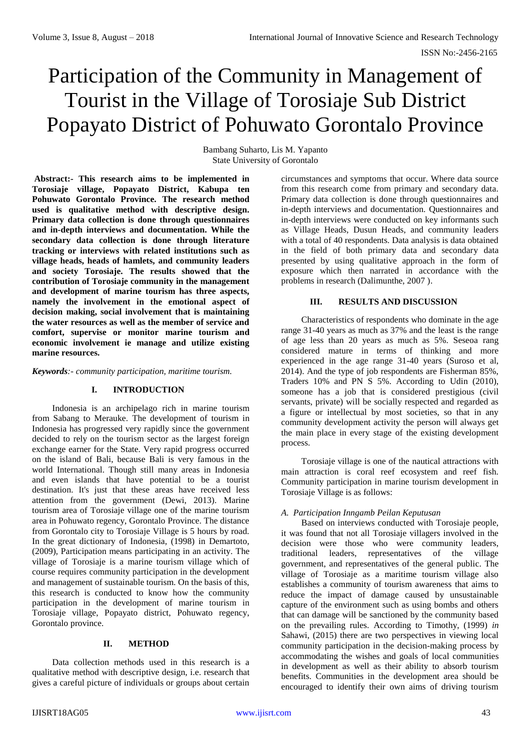# Participation of the Community in Management of Tourist in the Village of Torosiaje Sub District Popayato District of Pohuwato Gorontalo Province

Bambang Suharto, Lis M. Yapanto
State University of Gorontalo

**Abstract:- This research aims to be implemented in Torosiaje village, Popayato District, Kabupa ten Pohuwato Gorontalo Province. The research method used is qualitative method with descriptive design. Primary data collection is done through questionnaires and in-depth interviews and documentation. While the secondary data collection is done through literature tracking or interviews with related institutions such as village heads, heads of hamlets, and community leaders and society Torosiaje. The results showed that the contribution of Torosiaje community in the management and development of marine tourism has three aspects, namely the involvement in the emotional aspect of decision making, social involvement that is maintaining the water resources as well as the member of service and comfort, supervise or monitor marine tourism and economic involvement ie manage and utilize existing marine resources.**

***Keywords**:- community participation, maritime tourism.*

## I. INTRODUCTION

Indonesia is an archipelago rich in marine tourism from Sabang to Merauke. The development of tourism in Indonesia has progressed very rapidly since the government decided to rely on the tourism sector as the largest foreign exchange earner for the State. Very rapid progress occurred on the island of Bali, because Bali is very famous in the world International. Though still many areas in Indonesia and even islands that have potential to be a tourist destination. It's just that these areas have received less attention from the government (Dewi, 2013). Marine tourism area of Torosiaje village one of the marine tourism area in Pohuwato regency, Gorontalo Province. The distance from Gorontalo city to Torosiaje Village is 5 hours by road. In the great dictionary of Indonesia, (1998) in Demartoto, (2009), Participation means participating in an activity. The village of Torosiaje is a marine tourism village which of course requires community participation in the development and management of sustainable tourism. On the basis of this, this research is conducted to know how the community participation in the development of marine tourism in Torosiaje village, Popayato district, Pohuwato regency, Gorontalo province.

## II. METHOD

Data collection methods used in this research is a qualitative method with descriptive design, i.e. research that gives a careful picture of individuals or groups about certain circumstances and symptoms that occur. Where data source from this research come from primary and secondary data. Primary data collection is done through questionnaires and in-depth interviews and documentation. Questionnaires and in-depth interviews were conducted on key informants such as Village Heads, Dusun Heads, and community leaders with a total of 40 respondents. Data analysis is data obtained in the field of both primary data and secondary data presented by using qualitative approach in the form of exposure which then narrated in accordance with the problems in research (Dalimunthe, 2007 ).

## III. RESULTS AND DISCUSSION

Characteristics of respondents who dominate in the age range 31-40 years as much as 37% and the least is the range of age less than 20 years as much as 5%. Seseoa rang considered mature in terms of thinking and more experienced in the age range 31-40 years (Suroso et al, 2014). And the type of job respondents are Fisherman 85%, Traders 10% and PN S 5%. According to Udin (2010), someone has a job that is considered prestigious (civil servants, private) will be socially respected and regarded as a figure or intellectual by most societies, so that in any community development activity the person will always get the main place in every stage of the existing development process.

Torosiaje village is one of the nautical attractions with main attraction is coral reef ecosystem and reef fish. Community participation in marine tourism development in Torosiaje Village is as follows:

### *A. Participation Inngamb Peilan Keputusan*

Based on interviews conducted with Torosiaje people, it was found that not all Torosiaje villagers involved in the decision were those who were community leaders, traditional leaders, representatives of the village government, and representatives of the general public. The village of Torosiaje as a maritime tourism village also establishes a community of tourism awareness that aims to reduce the impact of damage caused by unsustainable capture of the environment such as using bombs and others that can damage will be sanctioned by the community based on the prevailing rules. According to Timothy, (1999) *in* Sahawi, (2015) there are two perspectives in viewing local community participation in the decision-making process by accommodating the wishes and goals of local communities in development as well as their ability to absorb tourism benefits. Communities in the development area should be encouraged to identify their own aims of driving tourism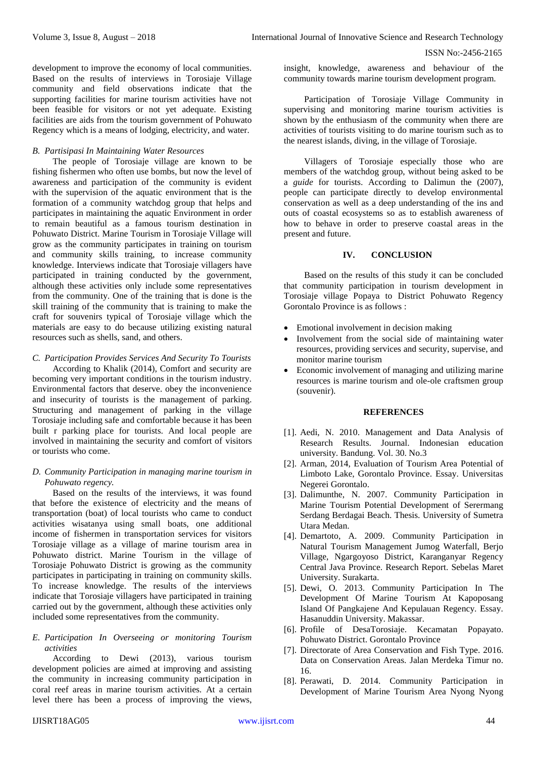development to improve the economy of local communities. Based on the results of interviews in Torosiaje Village community and field observations indicate that the supporting facilities for marine tourism activities have not been feasible for visitors or not yet adequate. Existing facilities are aids from the tourism government of Pohuwato Regency which is a means of lodging, electricity, and water.

### *B. Partisipasi In Maintaining Water Resources*

The people of Torosiaje village are known to be fishing fishermen who often use bombs, but now the level of awareness and participation of the community is evident with the supervision of the aquatic environment that is the formation of a community watchdog group that helps and participates in maintaining the aquatic Environment in order to remain beautiful as a famous tourism destination in Pohuwato District. Marine Tourism in Torosiaje Village will grow as the community participates in training on tourism and community skills training, to increase community knowledge. Interviews indicate that Torosiaje villagers have participated in training conducted by the government, although these activities only include some representatives from the community. One of the training that is done is the skill training of the community that is training to make the craft for souvenirs typical of Torosiaje village which the materials are easy to do because utilizing existing natural resources such as shells, sand, and others.

### *C. Participation Provides Services And Security To Tourists*

According to Khalik (2014), Comfort and security are becoming very important conditions in the tourism industry. Environmental factors that deserve. obey the inconvenience and insecurity of tourists is the management of parking. Structuring and management of parking in the village Torosiaje including safe and comfortable because it has been built r parking place for tourists. And local people are involved in maintaining the security and comfort of visitors or tourists who come.

### *D. Community Participation in managing marine tourism in Pohuwato regency.*

Based on the results of the interviews, it was found that before the existence of electricity and the means of transportation (boat) of local tourists who came to conduct activities wisatanya using small boats, one additional income of fishermen in transportation services for visitors Torosiaje village as a village of marine tourism area in Pohuwato district. Marine Tourism in the village of Torosiaje Pohuwato District is growing as the community participates in participating in training on community skills. To increase knowledge. The results of the interviews indicate that Torosiaje villagers have participated in training carried out by the government, although these activities only included some representatives from the community.

### *E. Participation In Overseeing or monitoring Tourism activities*

According to Dewi (2013), various tourism development policies are aimed at improving and assisting the community in increasing community participation in coral reef areas in marine tourism activities. At a certain level there has been a process of improving the views, insight, knowledge, awareness and behaviour of the community towards marine tourism development program.

Participation of Torosiaje Village Community in supervising and monitoring marine tourism activities is shown by the enthusiasm of the community when there are activities of tourists visiting to do marine tourism such as to the nearest islands, diving, in the village of Torosiaje.

Villagers of Torosiaje especially those who are members of the watchdog group, without being asked to be a *guide* for tourists. According to Dalimun the (2007), people can participate directly to develop environmental conservation as well as a deep understanding of the ins and outs of coastal ecosystems so as to establish awareness of how to behave in order to preserve coastal areas in the present and future.

## IV. CONCLUSION

Based on the results of this study it can be concluded that community participation in tourism development in Torosiaje village Popaya to District Pohuwato Regency Gorontalo Province is as follows :

- Emotional involvement in decision making
- Involvement from the social side of maintaining water resources, providing services and security, supervise, and monitor marine tourism
- Economic involvement of managing and utilizing marine resources is marine tourism and ole-ole craftsmen group (souvenir).

## REFERENCES

[1]. Aedi, N. 2010. Management and Data Analysis of Research Results. Journal. Indonesian education university. Bandung. Vol. 30. No.3

[2]. Arman, 2014, Evaluation of Tourism Area Potential of Limboto Lake, Gorontalo Province. Essay. Universitas Negerei Gorontalo.

[3]. Dalimunthe, N. 2007. Community Participation in Marine Tourism Potential Development of Serermang Serdang Berdagai Beach. Thesis. University of Sumetra Utara Medan.

[4]. Demartoto, A. 2009. Community Participation in Natural Tourism Management Jumog Waterfall, Berjo Village, Ngargoyoso District, Karanganyar Regency Central Java Province. Research Report. Sebelas Maret University. Surakarta.

[5]. Dewi, O. 2013. Community Participation In The Development Of Marine Tourism At Kapoposang Island Of Pangkajene And Kepulauan Regency. Essay. Hasanuddin University. Makassar.

[6]. Profile of DesaTorosiaje. Kecamatan Popayato. Pohuwato District. Gorontalo Province

[7]. Directorate of Area Conservation and Fish Type. 2016. Data on Conservation Areas. Jalan Merdeka Timur no. 16.

[8]. Perawati, D. 2014. Community Participation in Development of Marine Tourism Area Nyong Nyong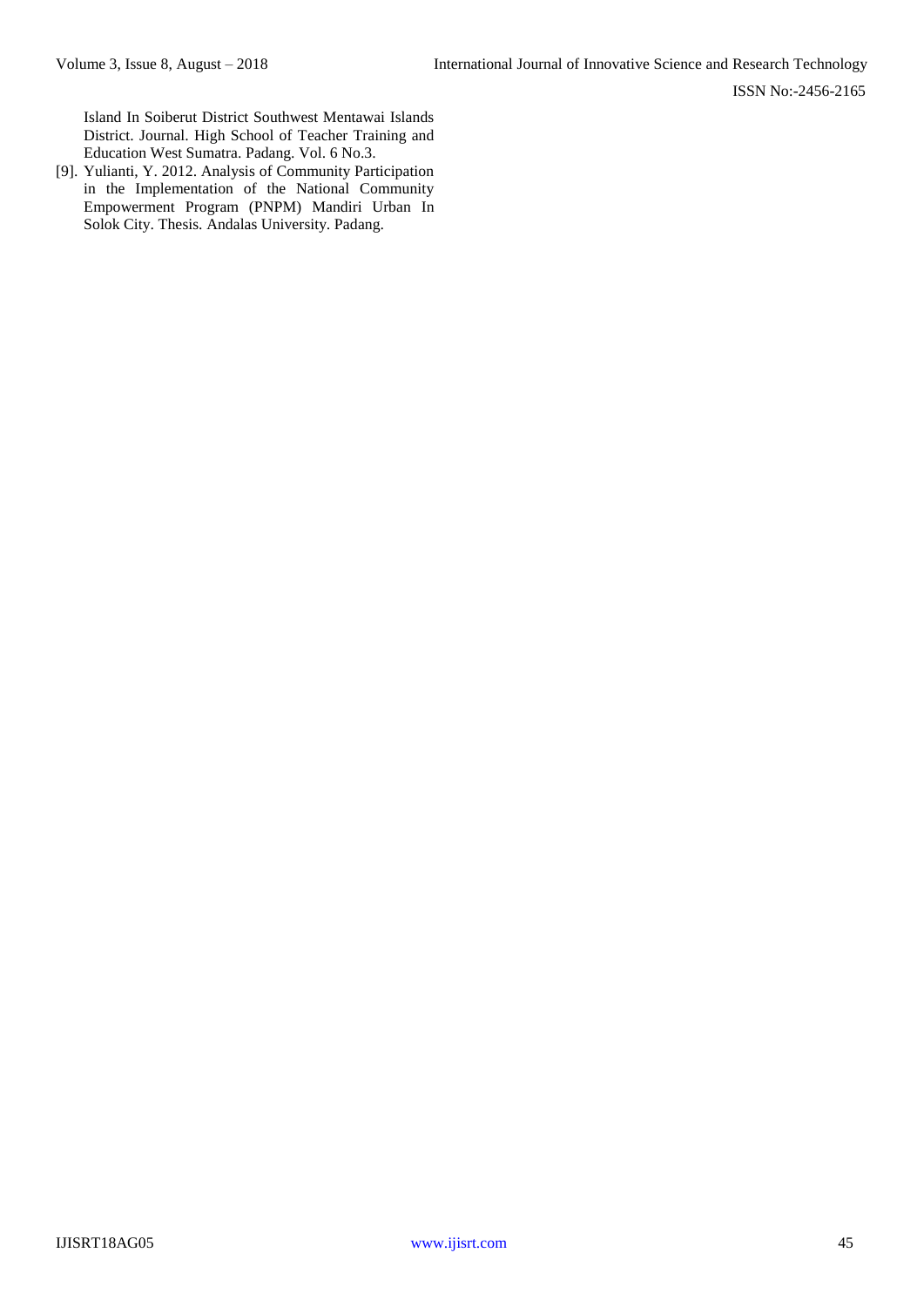Island In Soiberut District Southwest Mentawai Islands District. Journal. High School of Teacher Training and Education West Sumatra. Padang. Vol. 6 No.3.

[9]. Yulianti, Y. 2012. Analysis of Community Participation in the Implementation of the National Community Empowerment Program (PNPM) Mandiri Urban In Solok City. Thesis. Andalas University. Padang.